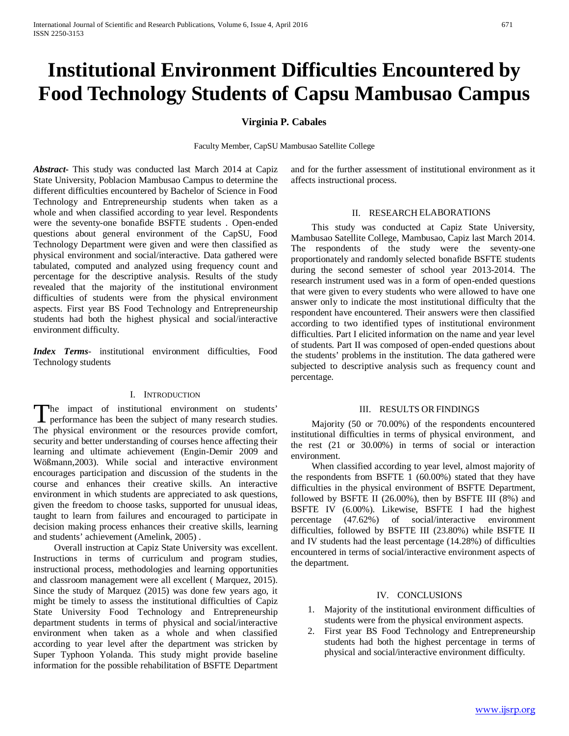# Institutional Environment Difficulties Encountered by Food Technology Students of Capsu Mambusao Campus

**Virginia P. Cabales**

Faculty Member, CapSU Mambusao Satellite College

***Abstract*-** This study was conducted last March 2014 at Capiz State University, Poblacion Mambusao Campus to determine the different difficulties encountered by Bachelor of Science in Food Technology and Entrepreneurship students when taken as a whole and when classified according to year level. Respondents were the seventy-one bonafide BSFTE students . Open-ended questions about general environment of the CapSU, Food Technology Department were given and were then classified as physical environment and social/interactive. Data gathered were tabulated, computed and analyzed using frequency count and percentage for the descriptive analysis. Results of the study revealed that the majority of the institutional environment difficulties of students were from the physical environment aspects. First year BS Food Technology and Entrepreneurship students had both the highest physical and social/interactive environment difficulty.

***Index Terms*-** institutional environment difficulties, Food Technology students

## I. Introduction

The impact of institutional environment on students' performance has been the subject of many research studies. The physical environment or the resources provide comfort, security and better understanding of courses hence affecting their learning and ultimate achievement (Engin-Demir 2009 and Wößmann,2003). While social and interactive environment encourages participation and discussion of the students in the course and enhances their creative skills. An interactive environment in which students are appreciated to ask questions, given the freedom to choose tasks, supported for unusual ideas, taught to learn from failures and encouraged to participate in decision making process enhances their creative skills, learning and students' achievement (Amelink, 2005) .

Overall instruction at Capiz State University was excellent. Instructions in terms of curriculum and program studies, instructional process, methodologies and learning opportunities and classroom management were all excellent ( Marquez, 2015). Since the study of Marquez (2015) was done few years ago, it might be timely to assess the institutional difficulties of Capiz State University Food Technology and Entrepreneurship department students in terms of physical and social/interactive environment when taken as a whole and when classified according to year level after the department was stricken by Super Typhoon Yolanda. This study might provide baseline information for the possible rehabilitation of BSFTE Department and for the further assessment of institutional environment as it affects instructional process.

## II. Research Elaborations

This study was conducted at Capiz State University, Mambusao Satellite College, Mambusao, Capiz last March 2014. The respondents of the study were the seventy-one proportionately and randomly selected bonafide BSFTE students during the second semester of school year 2013-2014. The research instrument used was in a form of open-ended questions that were given to every students who were allowed to have one answer only to indicate the most institutional difficulty that the respondent have encountered. Their answers were then classified according to two identified types of institutional environment difficulties. Part I elicited information on the name and year level of students. Part II was composed of open-ended questions about the students' problems in the institution. The data gathered were subjected to descriptive analysis such as frequency count and percentage.

## III. Results or Findings

Majority (50 or 70.00%) of the respondents encountered institutional difficulties in terms of physical environment, and the rest (21 or 30.00%) in terms of social or interaction environment.

When classified according to year level, almost majority of the respondents from BSFTE 1 (60.00%) stated that they have difficulties in the physical environment of BSFTE Department, followed by BSFTE II (26.00%), then by BSFTE III (8%) and BSFTE IV (6.00%). Likewise, BSFTE I had the highest percentage (47.62%) of social/interactive environment difficulties, followed by BSFTE III (23.80%) while BSFTE II and IV students had the least percentage (14.28%) of difficulties encountered in terms of social/interactive environment aspects of the department.

## IV. Conclusions

1. Majority of the institutional environment difficulties of students were from the physical environment aspects.
2. First year BS Food Technology and Entrepreneurship students had both the highest percentage in terms of physical and social/interactive environment difficulty.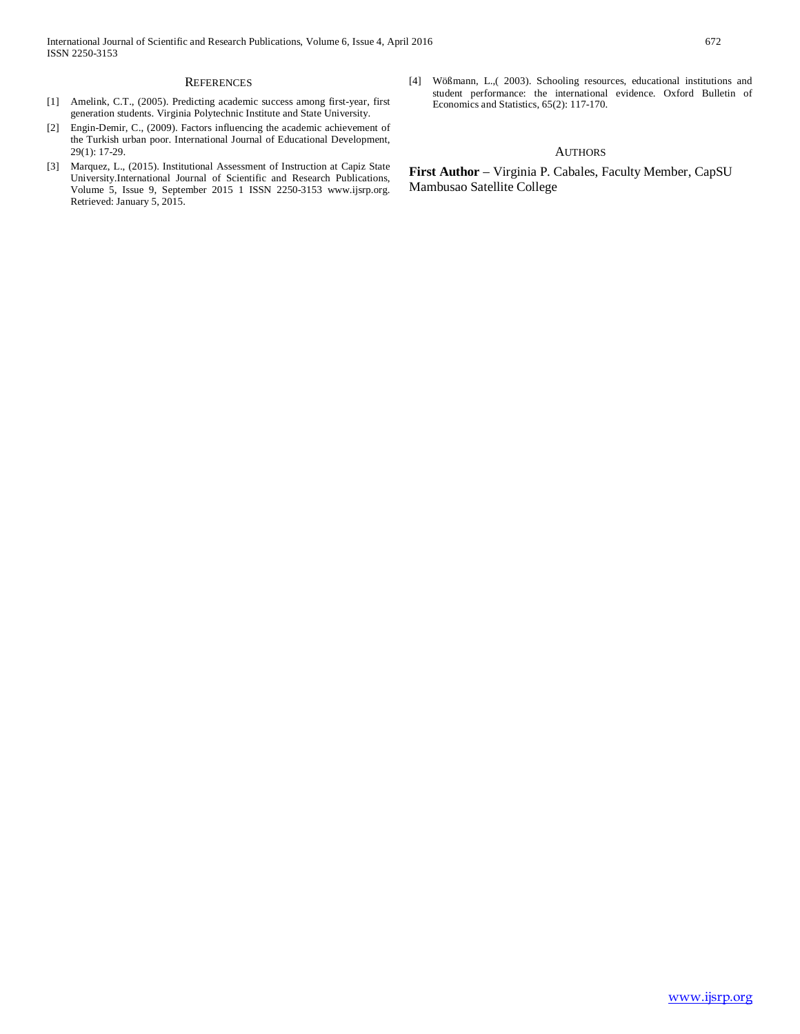## REFERENCES

[1] Amelink, C.T., (2005). Predicting academic success among first-year, first generation students. Virginia Polytechnic Institute and State University.

[2] Engin-Demir, C., (2009). Factors influencing the academic achievement of the Turkish urban poor. International Journal of Educational Development, 29(1): 17-29.

[3] Marquez, L., (2015). Institutional Assessment of Instruction at Capiz State University.International Journal of Scientific and Research Publications, Volume 5, Issue 9, September 2015 1 ISSN 2250-3153 www.ijsrp.org. Retrieved: January 5, 2015.

[4] Wößmann, L.,( 2003). Schooling resources, educational institutions and student performance: the international evidence. Oxford Bulletin of Economics and Statistics, 65(2): 117-170.

## AUTHORS

**First Author** – Virginia P. Cabales, Faculty Member, CapSU Mambusao Satellite College